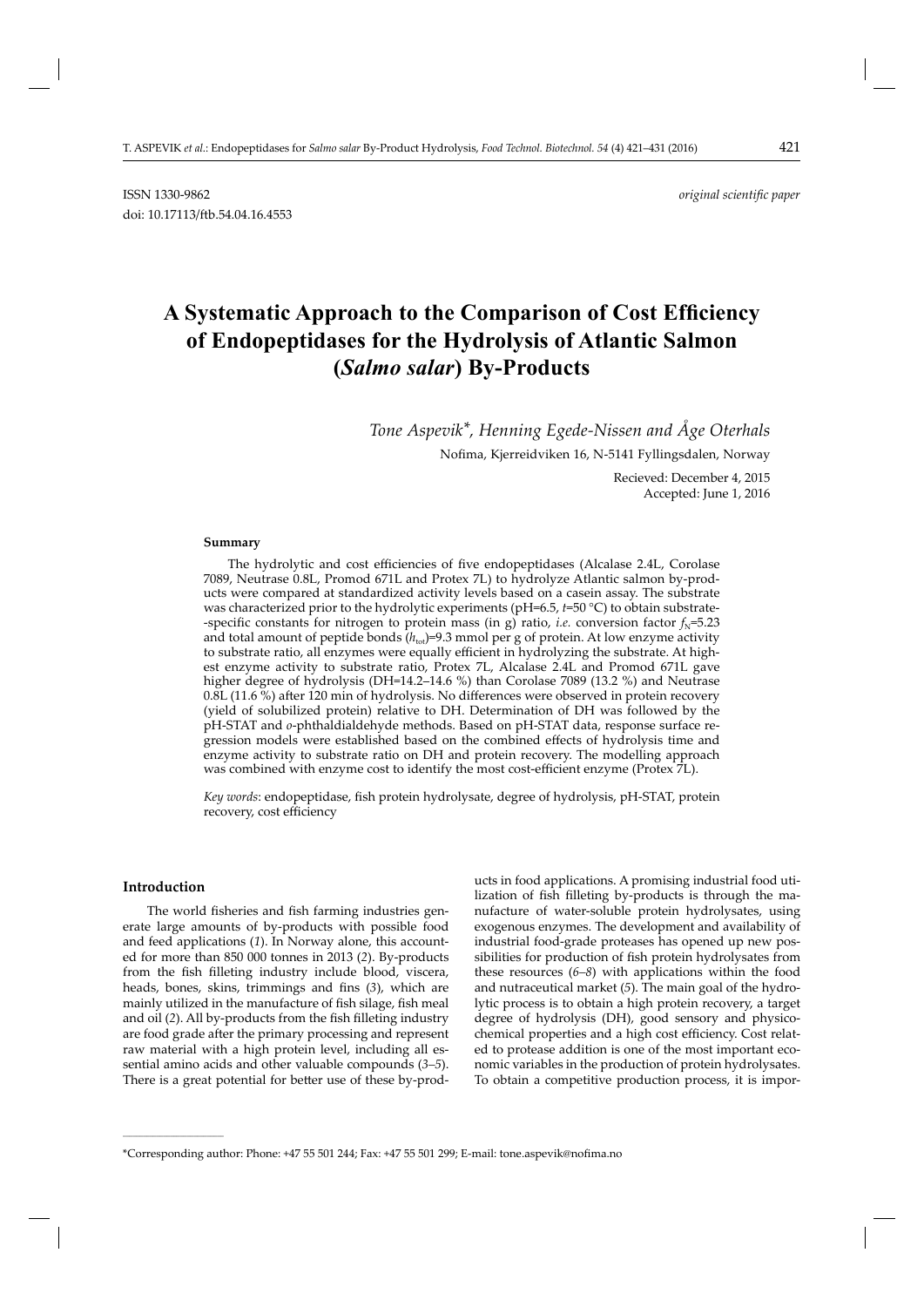ISSN 1330-9862 *original scientific paper*

doi: 10.17113/ftb.54.04.16.4553

# A Systematic Approach to the Comparison of Cost Efficiency of Endopeptidases for the Hydrolysis of Atlantic Salmon (*Salmo salar*) By-Products

*Tone Aspevik\*, Henning Egede-Nissen and Åge Oterhals*

Nofima, Kjerreidviken 16, N-5141 Fyllingsdalen, Norway

Recieved: December 4, 2015
Accepted: June 1, 2016

#### Summary

The hydrolytic and cost efficiencies of five endopeptidases (Alcalase 2.4L, Corolase 7089, Neutrase 0.8L, Promod 671L and Protex 7L) to hydrolyze Atlantic salmon by-products were compared at standardized activity levels based on a casein assay. The substrate was characterized prior to the hydrolytic experiments (pH=6.5, $t$=50 °C) to obtain substrate-specific constants for nitrogen to protein mass (in g) ratio, *i.e.* conversion factor $f_N$=5.23 and total amount of peptide bonds ($h_{tot}$)=9.3 mmol per g of protein. At low enzyme activity to substrate ratio, all enzymes were equally efficient in hydrolyzing the substrate. At highest enzyme activity to substrate ratio, Protex 7L, Alcalase 2.4L and Promod 671L gave higher degree of hydrolysis (DH=14.2–14.6 %) than Corolase 7089 (13.2 %) and Neutrase 0.8L (11.6 %) after 120 min of hydrolysis. No differences were observed in protein recovery (yield of solubilized protein) relative to DH. Determination of DH was followed by the pH-STAT and *o*-phthaldialdehyde methods. Based on pH-STAT data, response surface regression models were established based on the combined effects of hydrolysis time and enzyme activity to substrate ratio on DH and protein recovery. The modelling approach was combined with enzyme cost to identify the most cost-efficient enzyme (Protex 7L).

*Key words*: endopeptidase, fish protein hydrolysate, degree of hydrolysis, pH-STAT, protein recovery, cost efficiency

#### Introduction

The world fisheries and fish farming industries generate large amounts of by-products with possible food and feed applications (*1*). In Norway alone, this accounted for more than 850 000 tonnes in 2013 (*2*). By-products from the fish filleting industry include blood, viscera, heads, bones, skins, trimmings and fins (*3*), which are mainly utilized in the manufacture of fish silage, fish meal and oil (*2*). All by-products from the fish filleting industry are food grade after the primary processing and represent raw material with a high protein level, including all essential amino acids and other valuable compounds (*3–5*). There is a great potential for better use of these by-products in food applications. A promising industrial food utilization of fish filleting by-products is through the manufacture of water-soluble protein hydrolysates, using exogenous enzymes. The development and availability of industrial food-grade proteases has opened up new possibilities for production of fish protein hydrolysates from these resources (*6–8*) with applications within the food and nutraceutical market (*5*). The main goal of the hydrolytic process is to obtain a high protein recovery, a target degree of hydrolysis (DH), good sensory and physicochemical properties and a high cost efficiency. Cost related to protease addition is one of the most important economic variables in the production of protein hydrolysates. To obtain a competitive production process, it is impor-

\*Corresponding author: Phone: +47 55 501 244; Fax: +47 55 501 299; E-mail: tone.aspevik@nofima.no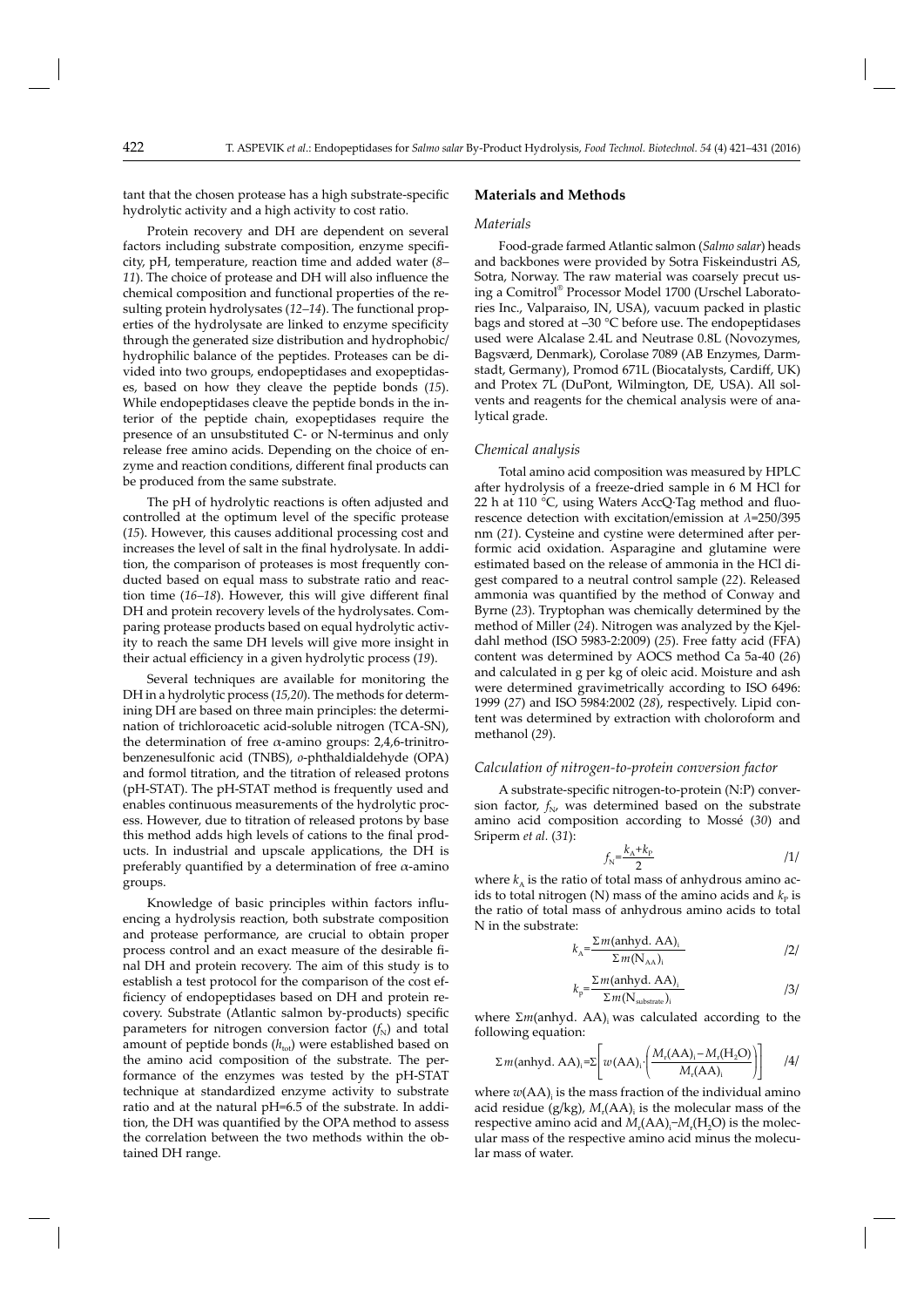tant that the chosen protease has a high substrate-specific hydrolytic activity and a high activity to cost ratio.

Protein recovery and DH are dependent on several factors including substrate composition, enzyme specificity, pH, temperature, reaction time and added water (*8–11*). The choice of protease and DH will also influence the chemical composition and functional properties of the resulting protein hydrolysates (*12–14*). The functional properties of the hydrolysate are linked to enzyme specificity through the generated size distribution and hydrophobic/hydrophilic balance of the peptides. Proteases can be divided into two groups, endopeptidases and exopeptidases, based on how they cleave the peptide bonds (*15*). While endopeptidases cleave the peptide bonds in the interior of the peptide chain, exopeptidases require the presence of an unsubstituted C- or N-terminus and only release free amino acids. Depending on the choice of enzyme and reaction conditions, different final products can be produced from the same substrate.

The pH of hydrolytic reactions is often adjusted and controlled at the optimum level of the specific protease (*15*). However, this causes additional processing cost and increases the level of salt in the final hydrolysate. In addition, the comparison of proteases is most frequently conducted based on equal mass to substrate ratio and reaction time (*16–18*). However, this will give different final DH and protein recovery levels of the hydrolysates. Comparing protease products based on equal hydrolytic activity to reach the same DH levels will give more insight in their actual efficiency in a given hydrolytic process (*19*).

Several techniques are available for monitoring the DH in a hydrolytic process (*15,20*). The methods for determining DH are based on three main principles: the determination of trichloroacetic acid-soluble nitrogen (TCA-SN), the determination of free $\alpha$-amino groups: 2,4,6-trinitrobenzenesulfonic acid (TNBS), *o*-phthaldialdehyde (OPA) and formol titration, and the titration of released protons (pH-STAT). The pH-STAT method is frequently used and enables continuous measurements of the hydrolytic process. However, due to titration of released protons by base this method adds high levels of cations to the final products. In industrial and upscale applications, the DH is preferably quantified by a determination of free $\alpha$-amino groups.

Knowledge of basic principles within factors influencing a hydrolysis reaction, both substrate composition and protease performance, are crucial to obtain proper process control and an exact measure of the desirable final DH and protein recovery. The aim of this study is to establish a test protocol for the comparison of the cost efficiency of endopeptidases based on DH and protein recovery. Substrate (Atlantic salmon by-products) specific parameters for nitrogen conversion factor ($f_N$) and total amount of peptide bonds ($h_{tot}$) were established based on the amino acid composition of the substrate. The performance of the enzymes was tested by the pH-STAT technique at standardized enzyme activity to substrate ratio and at the natural pH=6.5 of the substrate. In addition, the DH was quantified by the OPA method to assess the correlation between the two methods within the obtained DH range.

## Materials and Methods

### Materials

Food-grade farmed Atlantic salmon (*Salmo salar*) heads and backbones were provided by Sotra Fiskeindustri AS, Sotra, Norway. The raw material was coarsely precut using a Comitrol® Processor Model 1700 (Urschel Laboratories Inc., Valparaiso, IN, USA), vacuum packed in plastic bags and stored at –30 °C before use. The endopeptidases used were Alcalase 2.4L and Neutrase 0.8L (Novozymes, Bagsværd, Denmark), Corolase 7089 (AB Enzymes, Darmstadt, Germany), Promod 671L (Biocatalysts, Cardiff, UK) and Protex 7L (DuPont, Wilmington, DE, USA). All solvents and reagents for the chemical analysis were of analytical grade.

### Chemical analysis

Total amino acid composition was measured by HPLC after hydrolysis of a freeze-dried sample in 6 M HCl for 22 h at 110 °C, using Waters AccQ·Tag method and fluorescence detection with excitation/emission at $\lambda$=250/395 nm (*21*). Cysteine and cystine were determined after performic acid oxidation. Asparagine and glutamine were estimated based on the release of ammonia in the HCl digest compared to a neutral control sample (*22*). Released ammonia was quantified by the method of Conway and Byrne (*23*). Tryptophan was chemically determined by the method of Miller (*24*). Nitrogen was analyzed by the Kjeldahl method (ISO 5983-2:2009) (*25*). Free fatty acid (FFA) content was determined by AOCS method Ca 5a-40 (*26*) and calculated in g per kg of oleic acid. Moisture and ash were determined gravimetrically according to ISO 6496:1999 (*27*) and ISO 5984:2002 (*28*), respectively. Lipid content was determined by extraction with choloroform and methanol (*29*).

### Calculation of nitrogen-to-protein conversion factor

A substrate-specific nitrogen-to-protein (N:P) conversion factor, $f_N$, was determined based on the substrate amino acid composition according to Mossé (*30*) and Sriperm *et al.* (*31*):

$$f_N=\frac{k_A+k_P}{2} \qquad /1/$$

where $k_A$ is the ratio of total mass of anhydrous amino acids to total nitrogen (N) mass of the amino acids and $k_P$ is the ratio of total mass of anhydrous amino acids to total N in the substrate:

$$k_A=\frac{\Sigma m(\text{anhyd. AA})_i}{\Sigma m(\text{N}_{\text{AA}})_i} \qquad /2/$$

$$k_P=\frac{\Sigma m(\text{anhyd. AA})_i}{\Sigma m(\text{N}_{\text{substrate}})_i} \qquad /3/$$

where $\Sigma m(\text{anhyd. AA})_i$ was calculated according to the following equation:

$$\Sigma m(\text{anhyd. AA})_i=\Sigma\left[w(\text{AA})_i\cdot\left(\frac{M_r(\text{AA})_i-M_r(\text{H}_2\text{O})}{M_r(\text{AA})_i}\right)\right] \qquad /4/$$

where $w(\text{AA})_i$ is the mass fraction of the individual amino acid residue (g/kg), $M_r(\text{AA})_i$ is the molecular mass of the respective amino acid and $M_r(\text{AA})_i-M_r(\text{H}_2\text{O})$ is the molecular mass of the respective amino acid minus the molecular mass of water.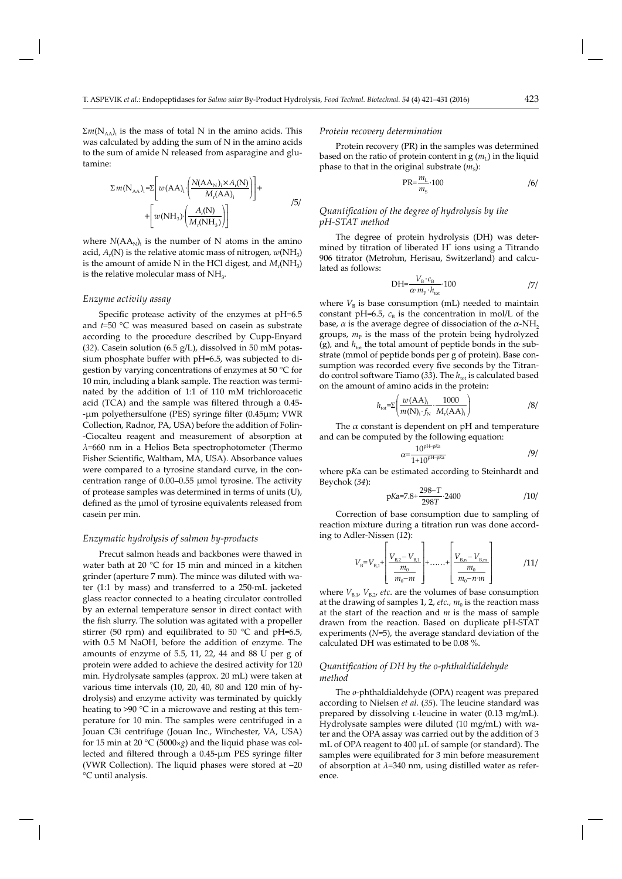$\Sigma m(\mathrm{N_{AA}})_i$ is the mass of total N in the amino acids. This was calculated by adding the sum of N in the amino acids to the sum of amide N released from asparagine and glutamine:

$$\Sigma m(\mathrm{N_{AA}})_i = \Sigma\left[w(\mathrm{AA})_i \cdot \left(\frac{N(\mathrm{AA_N})_i \times A_r(\mathrm{N})}{M_r(\mathrm{AA})_i}\right)\right] + \left[w(\mathrm{NH_3}) \cdot \left(\frac{A_r(\mathrm{N})}{M_r(\mathrm{NH_3})}\right)\right] \qquad /5/$$

where $N(\mathrm{AA_N})_i$ is the number of N atoms in the amino acid, $A_r(\mathrm{N})$ is the relative atomic mass of nitrogen, $w(\mathrm{NH_3})$ is the amount of amide N in the HCl digest, and $M_r(\mathrm{NH_3})$ is the relative molecular mass of $\mathrm{NH_3}$.

### *Enzyme activity assay*

Specific protease activity of the enzymes at pH=6.5 and $t$=50 °C was measured based on casein as substrate according to the procedure described by Cupp-Enyard (*32*). Casein solution (6.5 g/L), dissolved in 50 mM potassium phosphate buffer with pH=6.5, was subjected to digestion by varying concentrations of enzymes at 50 °C for 10 min, including a blank sample. The reaction was terminated by the addition of 1:1 of 110 mM trichloroacetic acid (TCA) and the sample was filtered through a 0.45-μm polyethersulfone (PES) syringe filter (0.45μm; VWR Collection, Radnor, PA, USA) before the addition of Folin-Ciocalteu reagent and measurement of absorption at $\lambda$=660 nm in a Helios Beta spectrophotometer (Thermo Fisher Scientific, Waltham, MA, USA). Absorbance values were compared to a tyrosine standard curve, in the concentration range of 0.00–0.55 μmol tyrosine. The activity of protease samples was determined in terms of units (U), defined as the μmol of tyrosine equivalents released from casein per min.

### *Enzymatic hydrolysis of salmon by-products*

Precut salmon heads and backbones were thawed in water bath at 20 °C for 15 min and minced in a kitchen grinder (aperture 7 mm). The mince was diluted with water (1:1 by mass) and transferred to a 250-mL jacketed glass reactor connected to a heating circulator controlled by an external temperature sensor in direct contact with the fish slurry. The solution was agitated with a propeller stirrer (50 rpm) and equilibrated to 50 °C and pH=6.5, with 0.5 M NaOH, before the addition of enzyme. The amounts of enzyme of 5.5, 11, 22, 44 and 88 U per g of protein were added to achieve the desired activity for 120 min. Hydrolysate samples (approx. 20 mL) were taken at various time intervals (10, 20, 40, 80 and 120 min of hydrolysis) and enzyme activity was terminated by quickly heating to >90 °C in a microwave and resting at this temperature for 10 min. The samples were centrifuged in a Jouan C3i centrifuge (Jouan Inc., Winchester, VA, USA) for 15 min at 20 °C (5000×$g$) and the liquid phase was collected and filtered through a 0.45-μm PES syringe filter (VWR Collection). The liquid phases were stored at –20 °C until analysis.

### *Protein recovery determination*

Protein recovery (PR) in the samples was determined based on the ratio of protein content in g ($m_\mathrm{L}$) in the liquid phase to that in the original substrate ($m_\mathrm{S}$):

$$\mathrm{PR} = \frac{m_\mathrm{L}}{m_\mathrm{S}} \cdot 100 \qquad /6/$$

### *Quantification of the degree of hydrolysis by the pH-STAT method*

The degree of protein hydrolysis (DH) was determined by titration of liberated $\mathrm{H^+}$ ions using a Titrando 906 titrator (Metrohm, Herisau, Switzerland) and calculated as follows:

$$\mathrm{DH} = \frac{V_\mathrm{B} \cdot c_\mathrm{B}}{\alpha \cdot m_\mathrm{P} \cdot h_\mathrm{tot}} \cdot 100 \qquad /7/$$

where $V_\mathrm{B}$ is base consumption (mL) needed to maintain constant pH=6.5, $c_\mathrm{B}$ is the concentration in mol/L of the base, $\alpha$ is the average degree of dissociation of the $\alpha$-$\mathrm{NH_2}$ groups, $m_\mathrm{P}$ is the mass of the protein being hydrolyzed (g), and $h_\mathrm{tot}$ the total amount of peptide bonds in the substrate (mmol of peptide bonds per g of protein). Base consumption was recorded every five seconds by the Titrando control software Tiamo (*33*). The $h_\mathrm{tot}$ is calculated based on the amount of amino acids in the protein:

$$h_\mathrm{tot} = \Sigma\left(\frac{w(\mathrm{AA})_i}{m(\mathrm{N})_i \cdot f_\mathrm{N}} \cdot \frac{1000}{M_r(\mathrm{AA})_i}\right) \qquad /8/$$

The $\alpha$ constant is dependent on pH and temperature and can be computed by the following equation:

$$\alpha = \frac{10^{\mathrm{pH-p}K\mathrm{a}}}{1+10^{\mathrm{pH-p}K\mathrm{a}}} \qquad /9/$$

where p*K*a can be estimated according to Steinhardt and Beychok (*34*):

$$\mathrm{p}K\mathrm{a} = 7.8 + \frac{298-T}{298T} \cdot 2400 \qquad /10/$$

Correction of base consumption due to sampling of reaction mixture during a titration run was done according to Adler-Nissen (*12*):

$$V_\mathrm{B} = V_{\mathrm{B},1} + \left[\frac{V_{\mathrm{B},2} - V_{\mathrm{B},1}}{\dfrac{m_0}{m_0 - m}}\right] + \ldots\ldots + \left[\frac{V_{\mathrm{B},n} - V_{\mathrm{B},m}}{\dfrac{m_0}{m_0 - n \cdot m}}\right] \qquad /11/$$

where $V_{\mathrm{B},1}$, $V_{\mathrm{B},2}$, *etc*. are the volumes of base consumption at the drawing of samples 1, 2, *etc*., $m_0$ is the reaction mass at the start of the reaction and $m$ is the mass of sample drawn from the reaction. Based on duplicate pH-STAT experiments ($N$=5), the average standard deviation of the calculated DH was estimated to be 0.08 %.

### *Quantification of DH by the o-phthaldialdehyde method*

The *o*-phthaldialdehyde (OPA) reagent was prepared according to Nielsen *et al*. (*35*). The leucine standard was prepared by dissolving L-leucine in water (0.13 mg/mL). Hydrolysate samples were diluted (10 mg/mL) with water and the OPA assay was carried out by the addition of 3 mL of OPA reagent to 400 μL of sample (or standard). The samples were equilibrated for 3 min before measurement of absorption at $\lambda$=340 nm, using distilled water as reference.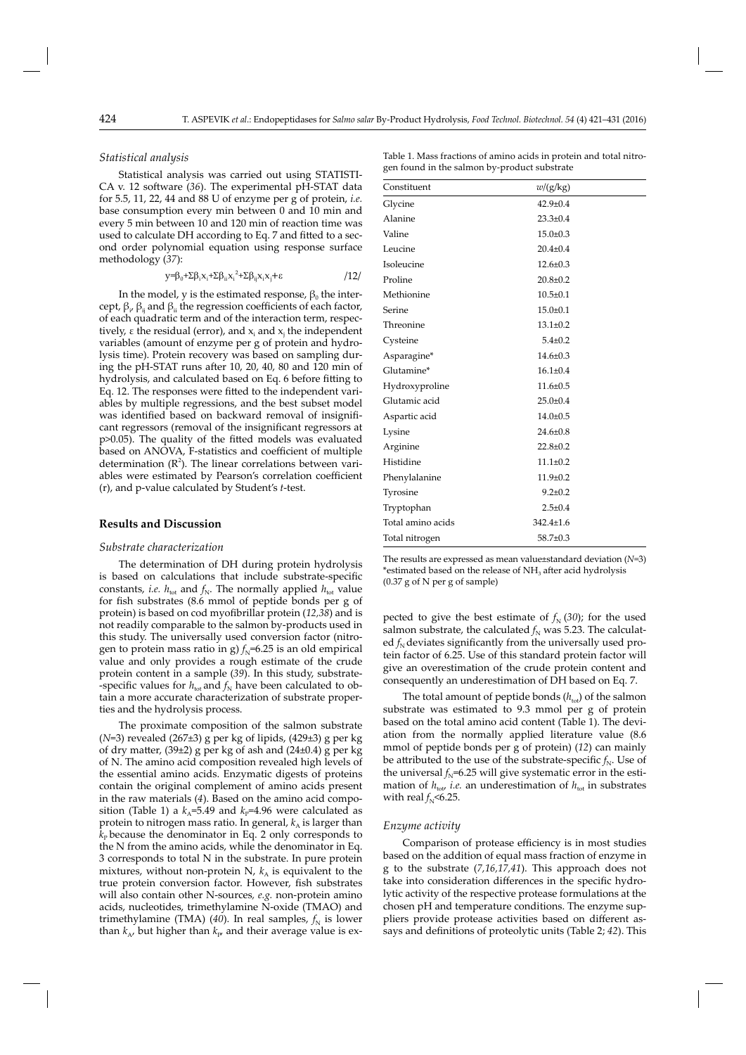### Statistical analysis

Statistical analysis was carried out using STATISTICA v. 12 software (*36*). The experimental pH-STAT data for 5.5, 11, 22, 44 and 88 U of enzyme per g of protein, *i.e.* base consumption every min between 0 and 10 min and every 5 min between 10 and 120 min of reaction time was used to calculate DH according to Eq. 7 and fitted to a second order polynomial equation using response surface methodology (*37*):

$$y=\beta_0+\Sigma\beta_i x_i+\Sigma\beta_{ii} x_i^2+\Sigma\beta_{ij} x_i x_j+\varepsilon \qquad /12/$$

In the model, y is the estimated response, $\beta_0$ the intercept, $\beta_i$, $\beta_{ij}$ and $\beta_{ii}$ the regression coefficients of each factor, of each quadratic term and of the interaction term, respectively, $\varepsilon$ the residual (error), and $x_i$ and $x_j$ the independent variables (amount of enzyme per g of protein and hydrolysis time). Protein recovery was based on sampling during the pH-STAT runs after 10, 20, 40, 80 and 120 min of hydrolysis, and calculated based on Eq. 6 before fitting to Eq. 12. The responses were fitted to the independent variables by multiple regressions, and the best subset model was identified based on backward removal of insignificant regressors (removal of the insignificant regressors at p>0.05). The quality of the fitted models was evaluated based on ANOVA, F-statistics and coefficient of multiple determination ($R^2$). The linear correlations between variables were estimated by Pearson's correlation coefficient (r), and p-value calculated by Student's *t*-test.

## Results and Discussion

### Substrate characterization

The determination of DH during protein hydrolysis is based on calculations that include substrate-specific constants, *i.e.* $h_{tot}$ and $f_N$. The normally applied $h_{tot}$ value for fish substrates (8.6 mmol of peptide bonds per g of protein) is based on cod myofibrillar protein (*12,38*) and is not readily comparable to the salmon by-products used in this study. The universally used conversion factor (nitrogen to protein mass ratio in g) $f_N$=6.25 is an old empirical value and only provides a rough estimate of the crude protein content in a sample (*39*). In this study, substrate-specific values for $h_{tot}$ and $f_N$ have been calculated to obtain a more accurate characterization of substrate properties and the hydrolysis process.

The proximate composition of the salmon substrate (*N*=3) revealed (267±3) g per kg of lipids, (429±3) g per kg of dry matter, (39±2) g per kg of ash and (24±0.4) g per kg of N. The amino acid composition revealed high levels of the essential amino acids. Enzymatic digests of proteins contain the original complement of amino acids present in the raw materials (*4*). Based on the amino acid composition (Table 1) a $k_A$=5.49 and $k_P$=4.96 were calculated as protein to nitrogen mass ratio. In general, $k_A$ is larger than $k_P$ because the denominator in Eq. 2 only corresponds to the N from the amino acids, while the denominator in Eq. 3 corresponds to total N in the substrate. In pure protein mixtures, without non-protein N, $k_A$ is equivalent to the true protein conversion factor. However, fish substrates will also contain other N-sources, *e.g.* non-protein amino acids, nucleotides, trimethylamine N-oxide (TMAO) and trimethylamine (TMA) (*40*). In real samples, $f_N$ is lower than $k_A$, but higher than $k_P$, and their average value is expected to give the best estimate of $f_N$ (*30*); for the used salmon substrate, the calculated $f_N$ was 5.23. The calculated $f_N$ deviates significantly from the universally used protein factor of 6.25. Use of this standard protein factor will give an overestimation of the crude protein content and consequently an underestimation of DH based on Eq. 7.

Table 1. Mass fractions of amino acids in protein and total nitrogen found in the salmon by-product substrate

| Constituent | $w$/(g/kg) |
|---|---|
| Glycine | 42.9±0.4 |
| Alanine | 23.3±0.4 |
| Valine | 15.0±0.3 |
| Leucine | 20.4±0.4 |
| Isoleucine | 12.6±0.3 |
| Proline | 20.8±0.2 |
| Methionine | 10.5±0.1 |
| Serine | 15.0±0.1 |
| Threonine | 13.1±0.2 |
| Cysteine | 5.4±0.2 |
| Asparagine* | 14.6±0.3 |
| Glutamine* | 16.1±0.4 |
| Hydroxyproline | 11.6±0.5 |
| Glutamic acid | 25.0±0.4 |
| Aspartic acid | 14.0±0.5 |
| Lysine | 24.6±0.8 |
| Arginine | 22.8±0.2 |
| Histidine | 11.1±0.2 |
| Phenylalanine | 11.9±0.2 |
| Tyrosine | 9.2±0.2 |
| Tryptophan | 2.5±0.4 |
| Total amino acids | 342.4±1.6 |
| Total nitrogen | 58.7±0.3 |

The results are expressed as mean value±standard deviation (*N*=3)
*estimated based on the release of $NH_3$ after acid hydrolysis (0.37 g of N per g of sample)

The total amount of peptide bonds ($h_{tot}$) of the salmon substrate was estimated to 9.3 mmol per g of protein based on the total amino acid content (Table 1). The deviation from the normally applied literature value (8.6 mmol of peptide bonds per g of protein) (*12*) can mainly be attributed to the use of the substrate-specific $f_N$. Use of the universal $f_N$=6.25 will give systematic error in the estimation of $h_{tot}$, *i.e.* an underestimation of $h_{tot}$ in substrates with real $f_N$<6.25.

### Enzyme activity

Comparison of protease efficiency is in most studies based on the addition of equal mass fraction of enzyme in g to the substrate (*7,16,17,41*). This approach does not take into consideration differences in the specific hydrolytic activity of the respective protease formulations at the chosen pH and temperature conditions. The enzyme suppliers provide protease activities based on different assays and definitions of proteolytic units (Table 2; *42*). This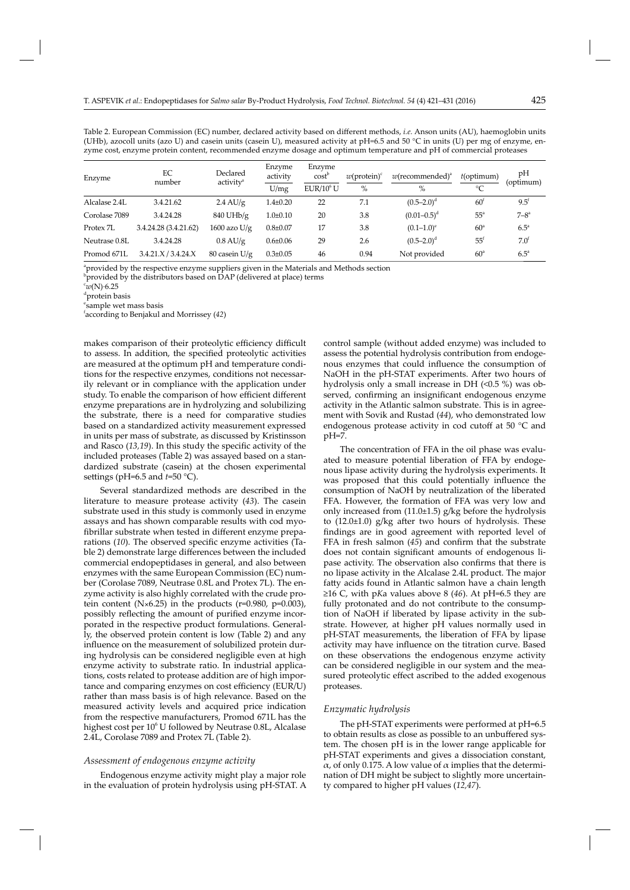Table 2. European Commission (EC) number, declared activity based on different methods, *i.e*. Anson units (AU), haemoglobin units (UHb), azocoll units (azo U) and casein units (casein U), measured activity at pH=6.5 and 50 °C in units (U) per mg of enzyme, enzyme cost, enzyme protein content, recommended enzyme dosage and optimum temperature and pH of commercial proteases

| Enzyme | EC number | Declared activity[a] | Enzyme activity | Enzyme cost[b] | $w$(protein)[c] | $w$(recommended)[a] | $t$(optimum) | pH (optimum) |
|---|---|---|---|---|---|---|---|---|
| | | | U/mg | EUR/$10^6$ U | % | % | °C | |
| Alcalase 2.4L | 3.4.21.62 | 2.4 AU/g | 1.4±0.20 | 22 | 7.1 | (0.5–2.0)[d] | 60[f] | 9.5[f] |
| Corolase 7089 | 3.4.24.28 | 840 UHb/g | 1.0±0.10 | 20 | 3.8 | (0.01–0.5)[d] | 55[a] | 7–8[a] |
| Protex 7L | 3.4.24.28 (3.4.21.62) | 1600 azo U/g | 0.8±0.07 | 17 | 3.8 | (0.1–1.0)[e] | 60[a] | 6.5[a] |
| Neutrase 0.8L | 3.4.24.28 | 0.8 AU/g | 0.6±0.06 | 29 | 2.6 | (0.5–2.0)[d] | 55[f] | 7.0[f] |
| Promod 671L | 3.4.21.X / 3.4.24.X | 80 casein U/g | 0.3±0.05 | 46 | 0.94 | Not provided | 60[a] | 6.5[a] |

[a]provided by the respective enzyme suppliers given in the Materials and Methods section
[b]provided by the distributors based on DAP (delivered at place) terms
[c]$w$(N)·6.25
[d]protein basis
[e]sample wet mass basis
[f]according to Benjakul and Morrissey (*42*)

makes comparison of their proteolytic efficiency difficult to assess. In addition, the specified proteolytic activities are measured at the optimum pH and temperature conditions for the respective enzymes, conditions not necessarily relevant or in compliance with the application under study. To enable the comparison of how efficient different enzyme preparations are in hydrolyzing and solubilizing the substrate, there is a need for comparative studies based on a standardized activity measurement expressed in units per mass of substrate, as discussed by Kristinsson and Rasco (*13,19*). In this study the specific activity of the included proteases (Table 2) was assayed based on a standardized substrate (casein) at the chosen experimental settings (pH=6.5 and $t$=50 °C).

Several standardized methods are described in the literature to measure protease activity (*43*). The casein substrate used in this study is commonly used in enzyme assays and has shown comparable results with cod myofibrillar substrate when tested in different enzyme preparations (*10*). The observed specific enzyme activities (Table 2) demonstrate large differences between the included commercial endopeptidases in general, and also between enzymes with the same European Commission (EC) number (Corolase 7089, Neutrase 0.8L and Protex 7L). The enzyme activity is also highly correlated with the crude protein content (N×6.25) in the products (r=0.980, p=0.003), possibly reflecting the amount of purified enzyme incorporated in the respective product formulations. Generally, the observed protein content is low (Table 2) and any influence on the measurement of solubilized protein during hydrolysis can be considered negligible even at high enzyme activity to substrate ratio. In industrial applications, costs related to protease addition are of high importance and comparing enzymes on cost efficiency (EUR/U) rather than mass basis is of high relevance. Based on the measured activity levels and acquired price indication from the respective manufacturers, Promod 671L has the highest cost per $10^6$ U followed by Neutrase 0.8L, Alcalase 2.4L, Corolase 7089 and Protex 7L (Table 2).

### *Assessment of endogenous enzyme activity*

Endogenous enzyme activity might play a major role in the evaluation of protein hydrolysis using pH-STAT. A control sample (without added enzyme) was included to assess the potential hydrolysis contribution from endogenous enzymes that could influence the consumption of NaOH in the pH-STAT experiments. After two hours of hydrolysis only a small increase in DH (<0.5 %) was observed, confirming an insignificant endogenous enzyme activity in the Atlantic salmon substrate. This is in agreement with Sovik and Rustad (*44*), who demonstrated low endogenous protease activity in cod cutoff at 50 °C and pH=7.

The concentration of FFA in the oil phase was evaluated to measure potential liberation of FFA by endogenous lipase activity during the hydrolysis experiments. It was proposed that this could potentially influence the consumption of NaOH by neutralization of the liberated FFA. However, the formation of FFA was very low and only increased from (11.0±1.5) g/kg before the hydrolysis to (12.0±1.0) g/kg after two hours of hydrolysis. These findings are in good agreement with reported level of FFA in fresh salmon (*45*) and confirm that the substrate does not contain significant amounts of endogenous lipase activity. The observation also confirms that there is no lipase activity in the Alcalase 2.4L product. The major fatty acids found in Atlantic salmon have a chain length ≥16 C, with p*K*a values above 8 (*46*). At pH=6.5 they are fully protonated and do not contribute to the consumption of NaOH if liberated by lipase activity in the substrate. However, at higher pH values normally used in pH-STAT measurements, the liberation of FFA by lipase activity may have influence on the titration curve. Based on these observations the endogenous enzyme activity can be considered negligible in our system and the measured proteolytic effect ascribed to the added exogenous proteases.

### *Enzymatic hydrolysis*

The pH-STAT experiments were performed at pH=6.5 to obtain results as close as possible to an unbuffered system. The chosen pH is in the lower range applicable for pH-STAT experiments and gives a dissociation constant, $\alpha$, of only 0.175. A low value of $\alpha$ implies that the determination of DH might be subject to slightly more uncertainty compared to higher pH values (*12,47*).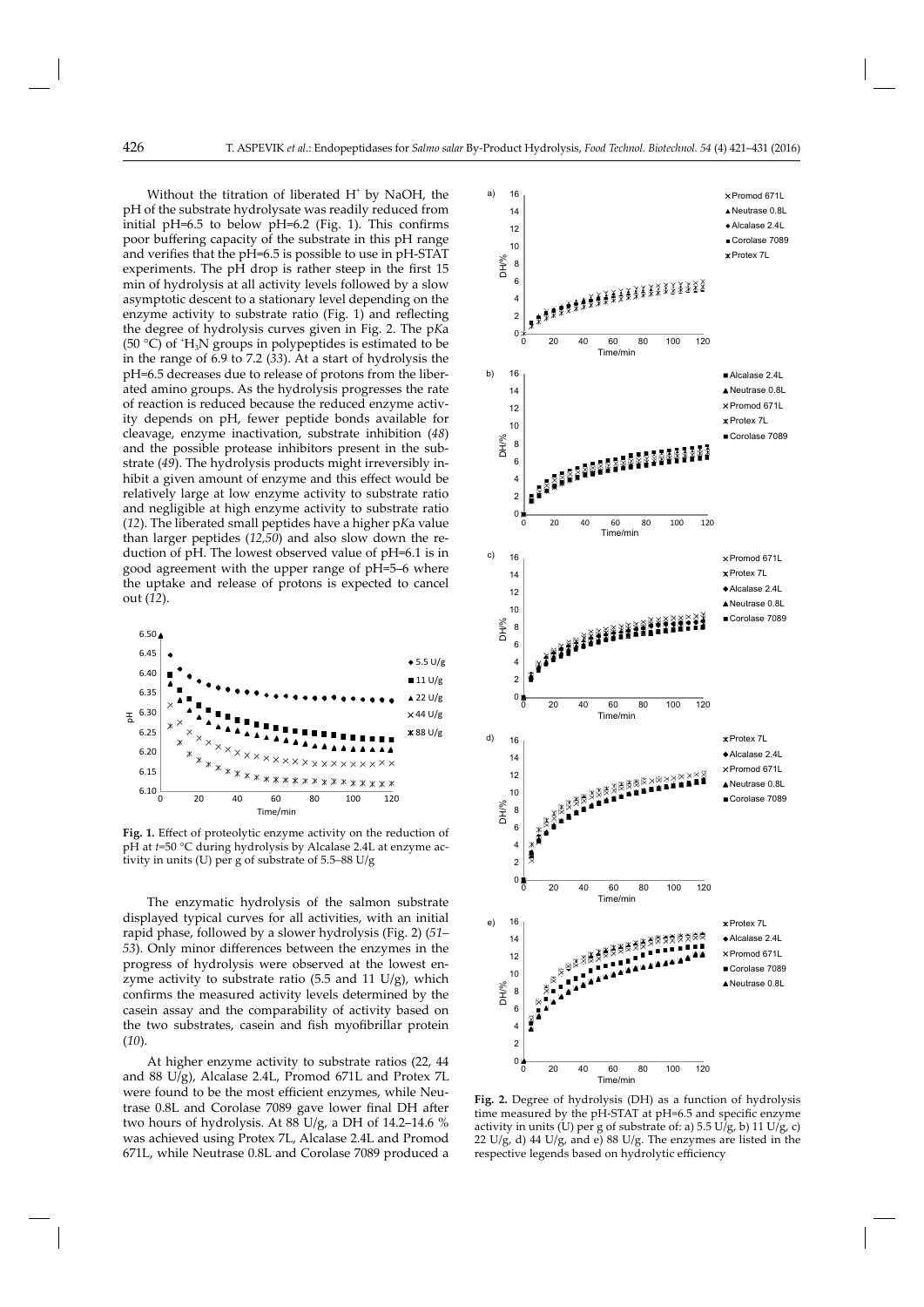Without the titration of liberated $H^+$ by NaOH, the pH of the substrate hydrolysate was readily reduced from initial pH=6.5 to below pH=6.2 (Fig. 1). This confirms poor buffering capacity of the substrate in this pH range and verifies that the pH=6.5 is possible to use in pH-STAT experiments. The pH drop is rather steep in the first 15 min of hydrolysis at all activity levels followed by a slow asymptotic descent to a stationary level depending on the enzyme activity to substrate ratio (Fig. 1) and reflecting the degree of hydrolysis curves given in Fig. 2. The p*K*a (50 °C) of $^+H_3N$ groups in polypeptides is estimated to be in the range of 6.9 to 7.2 (*33*). At a start of hydrolysis the pH=6.5 decreases due to release of protons from the liberated amino groups. As the hydrolysis progresses the rate of reaction is reduced because the reduced enzyme activity depends on pH, fewer peptide bonds available for cleavage, enzyme inactivation, substrate inhibition (*48*) and the possible protease inhibitors present in the substrate (*49*). The hydrolysis products might irreversibly inhibit a given amount of enzyme and this effect would be relatively large at low enzyme activity to substrate ratio and negligible at high enzyme activity to substrate ratio (*12*). The liberated small peptides have a higher p*K*a value than larger peptides (*12,50*) and also slow down the reduction of pH. The lowest observed value of pH=6.1 is in good agreement with the upper range of pH=5–6 where the uptake and release of protons is expected to cancel out (*12*).

**Fig. 1.** Effect of proteolytic enzyme activity on the reduction of pH at *t*=50 °C during hydrolysis by Alcalase 2.4L at enzyme activity in units (U) per g of substrate of 5.5–88 U/g

The enzymatic hydrolysis of the salmon substrate displayed typical curves for all activities, with an initial rapid phase, followed by a slower hydrolysis (Fig. 2) (*51–53*). Only minor differences between the enzymes in the progress of hydrolysis were observed at the lowest enzyme activity to substrate ratio (5.5 and 11 U/g), which confirms the measured activity levels determined by the casein assay and the comparability of activity based on the two substrates, casein and fish myofibrillar protein (*10*).

At higher enzyme activity to substrate ratios (22, 44 and 88 U/g), Alcalase 2.4L, Promod 671L and Protex 7L were found to be the most efficient enzymes, while Neutrase 0.8L and Corolase 7089 gave lower final DH after two hours of hydrolysis. At 88 U/g, a DH of 14.2–14.6 % was achieved using Protex 7L, Alcalase 2.4L and Promod 671L, while Neutrase 0.8L and Corolase 7089 produced a

**Fig. 2.** Degree of hydrolysis (DH) as a function of hydrolysis time measured by the pH-STAT at pH=6.5 and specific enzyme activity in units (U) per g of substrate of: a) 5.5 U/g, b) 11 U/g, c) 22 U/g, d) 44 U/g, and e) 88 U/g. The enzymes are listed in the respective legends based on hydrolytic efficiency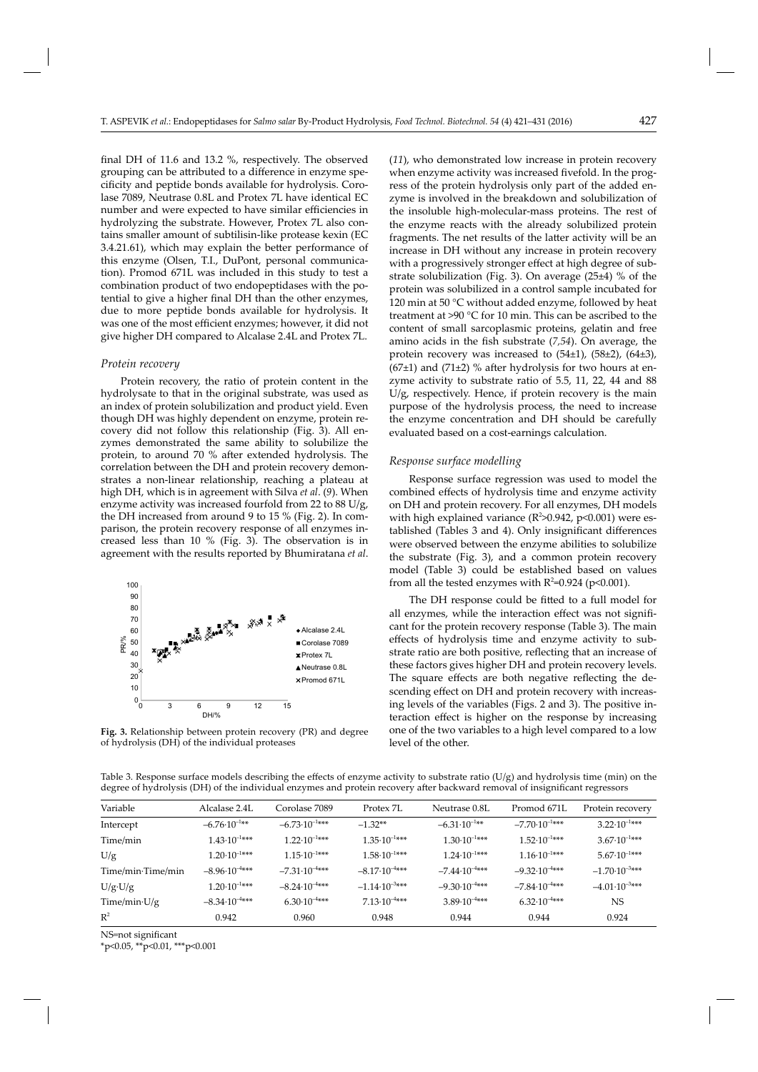final DH of 11.6 and 13.2 %, respectively. The observed grouping can be attributed to a difference in enzyme specificity and peptide bonds available for hydrolysis. Corolase 7089, Neutrase 0.8L and Protex 7L have identical EC number and were expected to have similar efficiencies in hydrolyzing the substrate. However, Protex 7L also contains smaller amount of subtilisin-like protease kexin (EC 3.4.21.61), which may explain the better performance of this enzyme (Olsen, T.I., DuPont, personal communication). Promod 671L was included in this study to test a combination product of two endopeptidases with the potential to give a higher final DH than the other enzymes, due to more peptide bonds available for hydrolysis. It was one of the most efficient enzymes; however, it did not give higher DH compared to Alcalase 2.4L and Protex 7L.

### *Protein recovery*

Protein recovery, the ratio of protein content in the hydrolysate to that in the original substrate, was used as an index of protein solubilization and product yield. Even though DH was highly dependent on enzyme, protein recovery did not follow this relationship (Fig. 3). All enzymes demonstrated the same ability to solubilize the protein, to around 70 % after extended hydrolysis. The correlation between the DH and protein recovery demonstrates a non-linear relationship, reaching a plateau at high DH, which is in agreement with Silva *et al*. (*9*). When enzyme activity was increased fourfold from 22 to 88 U/g, the DH increased from around 9 to 15 % (Fig. 2). In comparison, the protein recovery response of all enzymes increased less than 10 % (Fig. 3). The observation is in agreement with the results reported by Bhumiratana *et al*.

**Fig. 3.** Relationship between protein recovery (PR) and degree of hydrolysis (DH) of the individual proteases

(*11*), who demonstrated low increase in protein recovery when enzyme activity was increased fivefold. In the progress of the protein hydrolysis only part of the added enzyme is involved in the breakdown and solubilization of the insoluble high-molecular-mass proteins. The rest of the enzyme reacts with the already solubilized protein fragments. The net results of the latter activity will be an increase in DH without any increase in protein recovery with a progressively stronger effect at high degree of substrate solubilization (Fig. 3). On average (25±4) % of the protein was solubilized in a control sample incubated for 120 min at 50 °C without added enzyme, followed by heat treatment at >90 °C for 10 min. This can be ascribed to the content of small sarcoplasmic proteins, gelatin and free amino acids in the fish substrate (*7,54*). On average, the protein recovery was increased to (54±1), (58±2), (64±3), (67±1) and (71±2) % after hydrolysis for two hours at enzyme activity to substrate ratio of 5.5, 11, 22, 44 and 88 U/g, respectively. Hence, if protein recovery is the main purpose of the hydrolysis process, the need to increase the enzyme concentration and DH should be carefully evaluated based on a cost-earnings calculation.

### *Response surface modelling*

Response surface regression was used to model the combined effects of hydrolysis time and enzyme activity on DH and protein recovery. For all enzymes, DH models with high explained variance ($R^2$>0.942, p<0.001) were established (Tables 3 and 4). Only insignificant differences were observed between the enzyme abilities to solubilize the substrate (Fig. 3), and a common protein recovery model (Table 3) could be established based on values from all the tested enzymes with $R^2$=0.924 (p<0.001).

The DH response could be fitted to a full model for all enzymes, while the interaction effect was not significant for the protein recovery response (Table 3). The main effects of hydrolysis time and enzyme activity to substrate ratio are both positive, reflecting that an increase of these factors gives higher DH and protein recovery levels. The square effects are both negative reflecting the descending effect on DH and protein recovery with increasing levels of the variables (Figs. 2 and 3). The positive interaction effect is higher on the response by increasing one of the two variables to a high level compared to a low level of the other.

Table 3. Response surface models describing the effects of enzyme activity to substrate ratio (U/g) and hydrolysis time (min) on the degree of hydrolysis (DH) of the individual enzymes and protein recovery after backward removal of insignificant regressors

| Variable | Alcalase 2.4L | Corolase 7089 | Protex 7L | Neutrase 0.8L | Promod 671L | Protein recovery |
|---|---|---|---|---|---|---|
| Intercept | $-6.76\cdot10^{-1}$** | $-6.73\cdot10^{-1}$*** | $-1.32$** | $-6.31\cdot10^{-1}$** | $-7.70\cdot10^{-1}$*** | $3.22\cdot10^{-1}$*** |
| Time/min | $1.43\cdot10^{-1}$*** | $1.22\cdot10^{-1}$*** | $1.35\cdot10^{-1}$*** | $1.30\cdot10^{-1}$*** | $1.52\cdot10^{-1}$*** | $3.67\cdot10^{-1}$*** |
| U/g | $1.20\cdot10^{-1}$*** | $1.15\cdot10^{-1}$*** | $1.58\cdot10^{-1}$*** | $1.24\cdot10^{-1}$*** | $1.16\cdot10^{-1}$*** | $5.67\cdot10^{-1}$*** |
| Time/min·Time/min | $-8.96\cdot10^{-4}$*** | $-7.31\cdot10^{-4}$*** | $-8.17\cdot10^{-4}$*** | $-7.44\cdot10^{-4}$*** | $-9.32\cdot10^{-4}$*** | $-1.70\cdot10^{-3}$*** |
| U/g·U/g | $1.20\cdot10^{-1}$*** | $-8.24\cdot10^{-4}$*** | $-1.14\cdot10^{-3}$*** | $-9.30\cdot10^{-4}$*** | $-7.84\cdot10^{-4}$*** | $-4.01\cdot10^{-3}$*** |
| Time/min·U/g | $-8.34\cdot10^{-4}$*** | $6.30\cdot10^{-4}$*** | $7.13\cdot10^{-4}$*** | $3.89\cdot10^{-4}$*** | $6.32\cdot10^{-4}$*** | NS |
| $R^2$ | 0.942 | 0.960 | 0.948 | 0.944 | 0.944 | 0.924 |

NS=not significant

*p<0.05, **p<0.01, ***p<0.001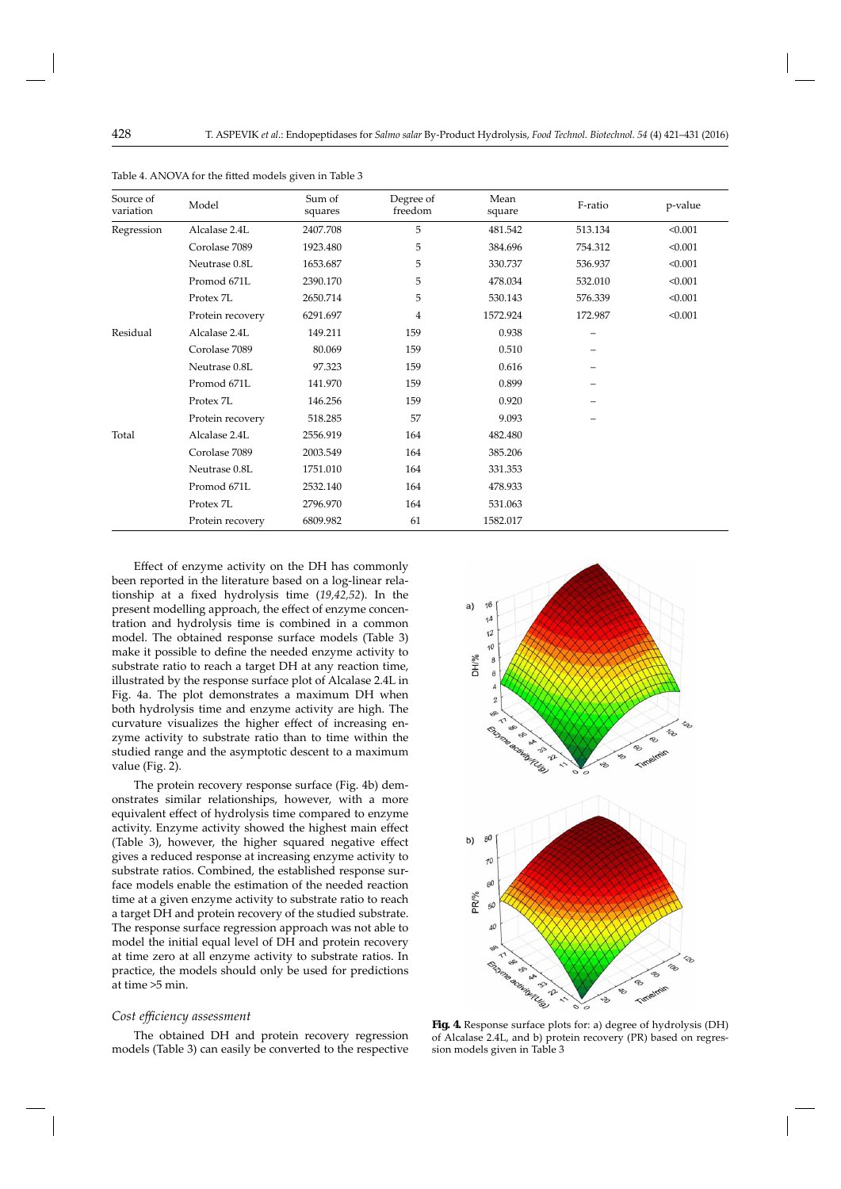Table 4. ANOVA for the fitted models given in Table 3

| Source of variation | Model | Sum of squares | Degree of freedom | Mean square | F-ratio | p-value |
|---|---|---|---|---|---|---|
| Regression | Alcalase 2.4L | 2407.708 | 5 | 481.542 | 513.134 | <0.001 |
| | Corolase 7089 | 1923.480 | 5 | 384.696 | 754.312 | <0.001 |
| | Neutrase 0.8L | 1653.687 | 5 | 330.737 | 536.937 | <0.001 |
| | Promod 671L | 2390.170 | 5 | 478.034 | 532.010 | <0.001 |
| | Protex 7L | 2650.714 | 5 | 530.143 | 576.339 | <0.001 |
| | Protein recovery | 6291.697 | 4 | 1572.924 | 172.987 | <0.001 |
| Residual | Alcalase 2.4L | 149.211 | 159 | 0.938 | – | |
| | Corolase 7089 | 80.069 | 159 | 0.510 | – | |
| | Neutrase 0.8L | 97.323 | 159 | 0.616 | – | |
| | Promod 671L | 141.970 | 159 | 0.899 | – | |
| | Protex 7L | 146.256 | 159 | 0.920 | – | |
| | Protein recovery | 518.285 | 57 | 9.093 | – | |
| Total | Alcalase 2.4L | 2556.919 | 164 | 482.480 | | |
| | Corolase 7089 | 2003.549 | 164 | 385.206 | | |
| | Neutrase 0.8L | 1751.010 | 164 | 331.353 | | |
| | Promod 671L | 2532.140 | 164 | 478.933 | | |
| | Protex 7L | 2796.970 | 164 | 531.063 | | |
| | Protein recovery | 6809.982 | 61 | 1582.017 | | |

Effect of enzyme activity on the DH has commonly been reported in the literature based on a log-linear relationship at a fixed hydrolysis time (*19,42,52*). In the present modelling approach, the effect of enzyme concentration and hydrolysis time is combined in a common model. The obtained response surface models (Table 3) make it possible to define the needed enzyme activity to substrate ratio to reach a target DH at any reaction time, illustrated by the response surface plot of Alcalase 2.4L in Fig. 4a. The plot demonstrates a maximum DH when both hydrolysis time and enzyme activity are high. The curvature visualizes the higher effect of increasing enzyme activity to substrate ratio than to time within the studied range and the asymptotic descent to a maximum value (Fig. 2).

The protein recovery response surface (Fig. 4b) demonstrates similar relationships, however, with a more equivalent effect of hydrolysis time compared to enzyme activity. Enzyme activity showed the highest main effect (Table 3), however, the higher squared negative effect gives a reduced response at increasing enzyme activity to substrate ratios. Combined, the established response surface models enable the estimation of the needed reaction time at a given enzyme activity to substrate ratio to reach a target DH and protein recovery of the studied substrate. The response surface regression approach was not able to model the initial equal level of DH and protein recovery at time zero at all enzyme activity to substrate ratios. In practice, the models should only be used for predictions at time >5 min.

**Fig. 4.** Response surface plots for: a) degree of hydrolysis (DH) of Alcalase 2.4L, and b) protein recovery (PR) based on regression models given in Table 3

### *Cost efficiency assessment*

The obtained DH and protein recovery regression models (Table 3) can easily be converted to the respective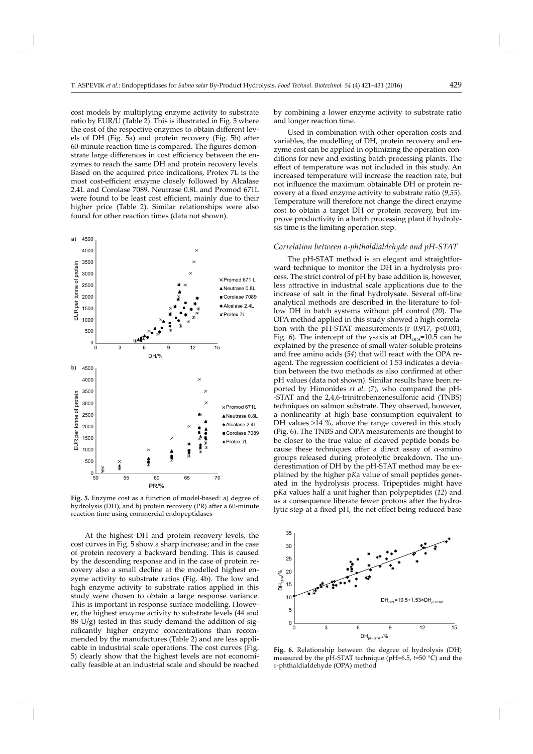cost models by multiplying enzyme activity to substrate ratio by EUR/U (Table 2). This is illustrated in Fig. 5 where the cost of the respective enzymes to obtain different levels of DH (Fig. 5a) and protein recovery (Fig. 5b) after 60-minute reaction time is compared. The figures demonstrate large differences in cost efficiency between the enzymes to reach the same DH and protein recovery levels. Based on the acquired price indications, Protex 7L is the most cost-efficient enzyme closely followed by Alcalase 2.4L and Corolase 7089. Neutrase 0.8L and Promod 671L were found to be least cost efficient, mainly due to their higher price (Table 2). Similar relationships were also found for other reaction times (data not shown).

**Fig. 5.** Enzyme cost as a function of model-based: a) degree of hydrolysis (DH), and b) protein recovery (PR) after a 60-minute reaction time using commercial endopeptidases

At the highest DH and protein recovery levels, the cost curves in Fig. 5 show a sharp increase; and in the case of protein recovery a backward bending. This is caused by the descending response and in the case of protein recovery also a small decline at the modelled highest enzyme activity to substrate ratios (Fig. 4b). The low and high enzyme activity to substrate ratios applied in this study were chosen to obtain a large response variance. This is important in response surface modelling. However, the highest enzyme activity to substrate levels (44 and 88 U/g) tested in this study demand the addition of significantly higher enzyme concentrations than recommended by the manufactures (Table 2) and are less applicable in industrial scale operations. The cost curves (Fig. 5) clearly show that the highest levels are not economically feasible at an industrial scale and should be reached by combining a lower enzyme activity to substrate ratio and longer reaction time.

Used in combination with other operation costs and variables, the modelling of DH, protein recovery and enzyme cost can be applied in optimizing the operation conditions for new and existing batch processing plants. The effect of temperature was not included in this study. An increased temperature will increase the reaction rate, but not influence the maximum obtainable DH or protein recovery at a fixed enzyme activity to substrate ratio (*9,55*). Temperature will therefore not change the direct enzyme cost to obtain a target DH or protein recovery, but improve productivity in a batch processing plant if hydrolysis time is the limiting operation step.

### *Correlation between o-phthaldialdehyde and pH-STAT*

The pH-STAT method is an elegant and straightforward technique to monitor the DH in a hydrolysis process. The strict control of pH by base addition is, however, less attractive in industrial scale applications due to the increase of salt in the final hydrolysate. Several off-line analytical methods are described in the literature to follow DH in batch systems without pH control (*20*). The OPA method applied in this study showed a high correlation with the pH-STAT measurements ($r=0.917$, $p<0.001$; Fig. 6). The intercept of the y-axis at $DH_{OPA}=10.5$ can be explained by the presence of small water-soluble proteins and free amino acids (*54*) that will react with the OPA reagent. The regression coefficient of 1.53 indicates a deviation between the two methods as also confirmed at other pH values (data not shown). Similar results have been reported by Himonides *et al*. (*7*), who compared the pH-STAT and the 2,4,6-trinitrobenzenesulfonic acid (TNBS) techniques on salmon substrate. They observed, however, a nonlinearity at high base consumption equivalent to DH values >14 %, above the range covered in this study (Fig. 6). The TNBS and OPA measurements are thought to be closer to the true value of cleaved peptide bonds because these techniques offer a direct assay of α-amino groups released during proteolytic breakdown. The underestimation of DH by the pH-STAT method may be explained by the higher p*K*a value of small peptides generated in the hydrolysis process. Tripeptides might have p*K*a values half a unit higher than polypeptides (*12*) and as a consequence liberate fewer protons after the hydrolytic step at a fixed pH, the net effect being reduced base

**Fig. 6.** Relationship between the degree of hydrolysis (DH) measured by the pH-STAT technique (pH=6.5, *t*=50 °C) and the *o*-phthaldialdehyde (OPA) method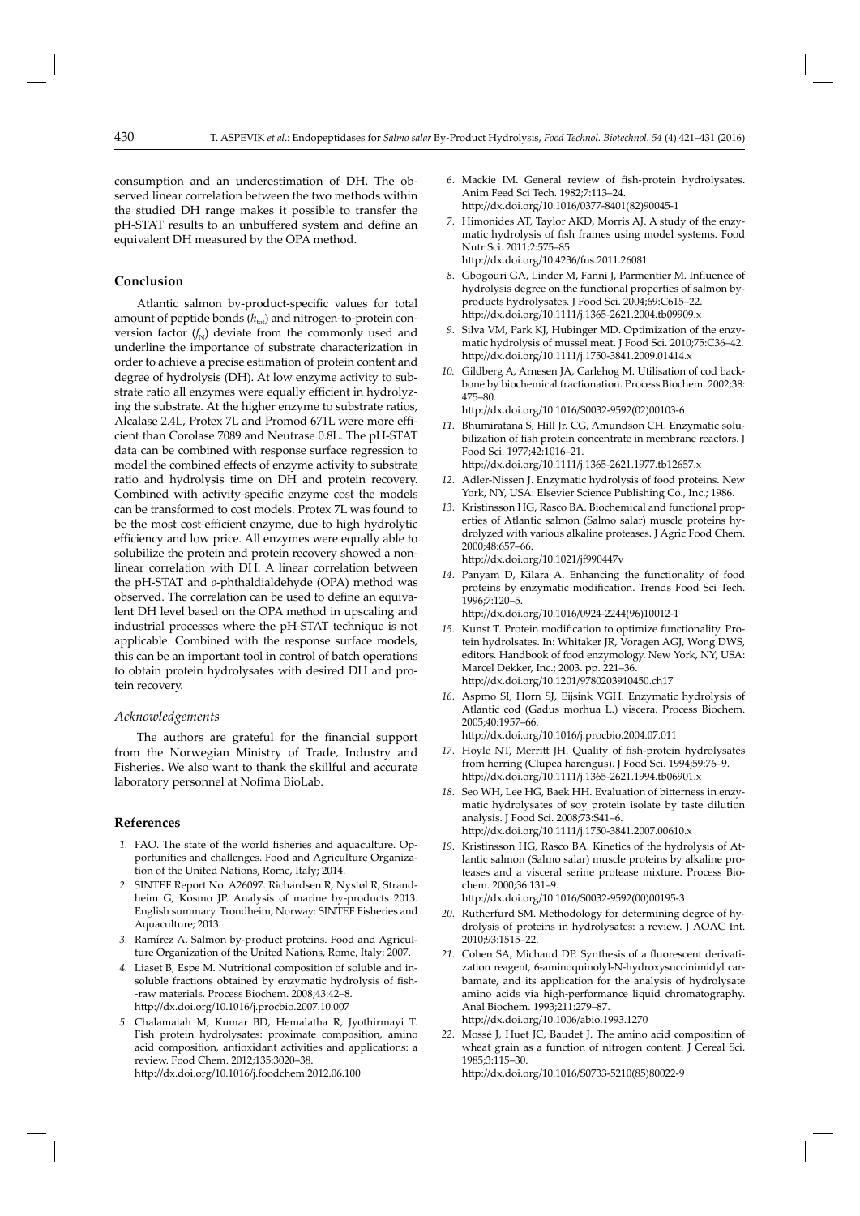consumption and an underestimation of DH. The observed linear correlation between the two methods within the studied DH range makes it possible to transfer the pH-STAT results to an unbuffered system and define an equivalent DH measured by the OPA method.

## Conclusion

Atlantic salmon by-product-specific values for total amount of peptide bonds ($h_{tot}$) and nitrogen-to-protein conversion factor ($f_N$) deviate from the commonly used and underline the importance of substrate characterization in order to achieve a precise estimation of protein content and degree of hydrolysis (DH). At low enzyme activity to substrate ratio all enzymes were equally efficient in hydrolyzing the substrate. At the higher enzyme to substrate ratios, Alcalase 2.4L, Protex 7L and Promod 671L were more efficient than Corolase 7089 and Neutrase 0.8L. The pH-STAT data can be combined with response surface regression to model the combined effects of enzyme activity to substrate ratio and hydrolysis time on DH and protein recovery. Combined with activity-specific enzyme cost the models can be transformed to cost models. Protex 7L was found to be the most cost-efficient enzyme, due to high hydrolytic efficiency and low price. All enzymes were equally able to solubilize the protein and protein recovery showed a nonlinear correlation with DH. A linear correlation between the pH-STAT and *o*-phthaldialdehyde (OPA) method was observed. The correlation can be used to define an equivalent DH level based on the OPA method in upscaling and industrial processes where the pH-STAT technique is not applicable. Combined with the response surface models, this can be an important tool in control of batch operations to obtain protein hydrolysates with desired DH and protein recovery.

### *Acknowledgements*

The authors are grateful for the financial support from the Norwegian Ministry of Trade, Industry and Fisheries. We also want to thank the skillful and accurate laboratory personnel at Nofima BioLab.

## References

1. FAO. The state of the world fisheries and aquaculture. Opportunities and challenges. Food and Agriculture Organization of the United Nations, Rome, Italy; 2014.
2. SINTEF Report No. A26097. Richardsen R, Nystøl R, Strandheim G, Kosmo JP. Analysis of marine by-products 2013. English summary. Trondheim, Norway: SINTEF Fisheries and Aquaculture; 2013.
3. Ramírez A. Salmon by-product proteins. Food and Agriculture Organization of the United Nations, Rome, Italy; 2007.
4. Liaset B, Espe M. Nutritional composition of soluble and insoluble fractions obtained by enzymatic hydrolysis of fish-raw materials. Process Biochem. 2008;43:42–8. http://dx.doi.org/10.1016/j.procbio.2007.10.007
5. Chalamaiah M, Kumar BD, Hemalatha R, Jyothirmayi T. Fish protein hydrolysates: proximate composition, amino acid composition, antioxidant activities and applications: a review. Food Chem. 2012;135:3020–38. http://dx.doi.org/10.1016/j.foodchem.2012.06.100
6. Mackie IM. General review of fish-protein hydrolysates. Anim Feed Sci Tech. 1982;7:113–24. http://dx.doi.org/10.1016/0377-8401(82)90045-1
7. Himonides AT, Taylor AKD, Morris AJ. A study of the enzymatic hydrolysis of fish frames using model systems. Food Nutr Sci. 2011;2:575–85. http://dx.doi.org/10.4236/fns.2011.26081
8. Gbogouri GA, Linder M, Fanni J, Parmentier M. Influence of hydrolysis degree on the functional properties of salmon byproducts hydrolysates. J Food Sci. 2004;69:C615–22. http://dx.doi.org/10.1111/j.1365-2621.2004.tb09909.x
9. Silva VM, Park KJ, Hubinger MD. Optimization of the enzymatic hydrolysis of mussel meat. J Food Sci. 2010;75:C36–42. http://dx.doi.org/10.1111/j.1750-3841.2009.01414.x
10. Gildberg A, Arnesen JA, Carlehog M. Utilisation of cod backbone by biochemical fractionation. Process Biochem. 2002;38:475–80. http://dx.doi.org/10.1016/S0032-9592(02)00103-6
11. Bhumiratana S, Hill Jr. CG, Amundson CH. Enzymatic solubilization of fish protein concentrate in membrane reactors. J Food Sci. 1977;42:1016–21. http://dx.doi.org/10.1111/j.1365-2621.1977.tb12657.x
12. Adler-Nissen J. Enzymatic hydrolysis of food proteins. New York, NY, USA: Elsevier Science Publishing Co., Inc.; 1986.
13. Kristinsson HG, Rasco BA. Biochemical and functional properties of Atlantic salmon (Salmo salar) muscle proteins hydrolyzed with various alkaline proteases. J Agric Food Chem. 2000;48:657–66. http://dx.doi.org/10.1021/jf990447v
14. Panyam D, Kilara A. Enhancing the functionality of food proteins by enzymatic modification. Trends Food Sci Tech. 1996;7:120–5. http://dx.doi.org/10.1016/0924-2244(96)10012-1
15. Kunst T. Protein modification to optimize functionality. Protein hydrolsates. In: Whitaker JR, Voragen AGJ, Wong DWS, editors. Handbook of food enzymology. New York, NY, USA: Marcel Dekker, Inc.; 2003. pp. 221–36. http://dx.doi.org/10.1201/9780203910450.ch17
16. Aspmo SI, Horn SJ, Eijsink VGH. Enzymatic hydrolysis of Atlantic cod (Gadus morhua L.) viscera. Process Biochem. 2005;40:1957–66. http://dx.doi.org/10.1016/j.procbio.2004.07.011
17. Hoyle NT, Merritt JH. Quality of fish-protein hydrolysates from herring (Clupea harengus). J Food Sci. 1994;59:76–9. http://dx.doi.org/10.1111/j.1365-2621.1994.tb06901.x
18. Seo WH, Lee HG, Baek HH. Evaluation of bitterness in enzymatic hydrolysates of soy protein isolate by taste dilution analysis. J Food Sci. 2008;73:S41–6. http://dx.doi.org/10.1111/j.1750-3841.2007.00610.x
19. Kristinsson HG, Rasco BA. Kinetics of the hydrolysis of Atlantic salmon (Salmo salar) muscle proteins by alkaline proteases and a visceral serine protease mixture. Process Biochem. 2000;36:131–9. http://dx.doi.org/10.1016/S0032-9592(00)00195-3
20. Rutherfurd SM. Methodology for determining degree of hydrolysis of proteins in hydrolysates: a review. J AOAC Int. 2010;93:1515–22.
21. Cohen SA, Michaud DP. Synthesis of a fluorescent derivatization reagent, 6-aminoquinolyl-N-hydroxysuccinimidyl carbamate, and its application for the analysis of hydrolysate amino acids via high-performance liquid chromatography. Anal Biochem. 1993;211:279–87. http://dx.doi.org/10.1006/abio.1993.1270
22. Mossé J, Huet JC, Baudet J. The amino acid composition of wheat grain as a function of nitrogen content. J Cereal Sci. 1985;3:115–30. http://dx.doi.org/10.1016/S0733-5210(85)80022-9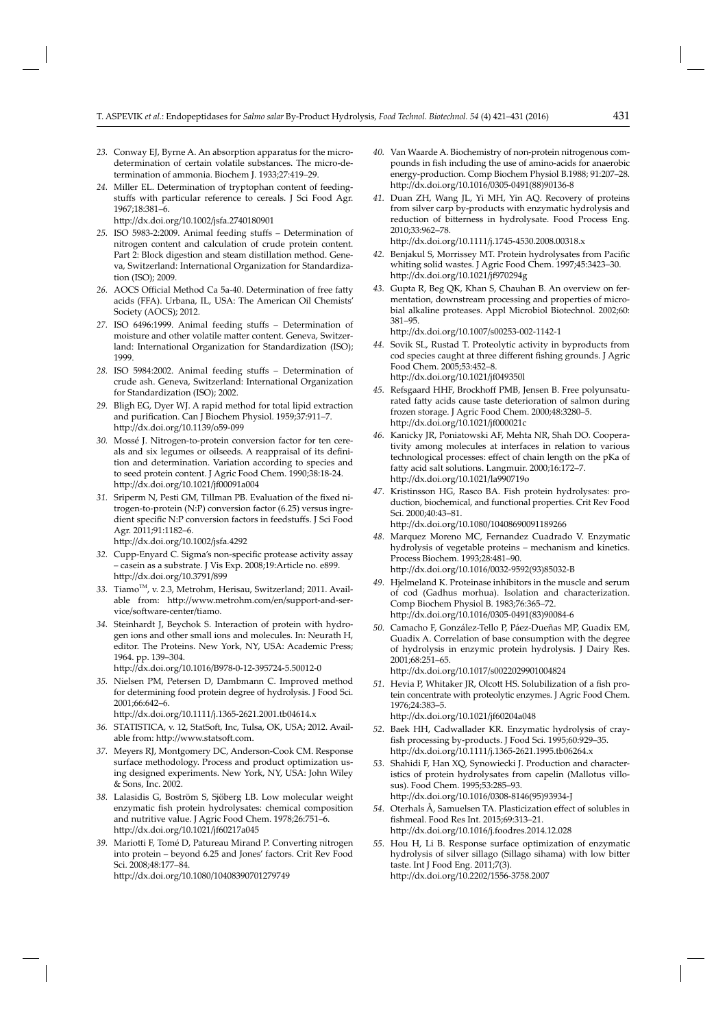23. Conway EJ, Byrne A. An absorption apparatus for the micro-determination of certain volatile substances. The micro-determination of ammonia. Biochem J. 1933;27:419–29.
24. Miller EL. Determination of tryptophan content of feeding-stuffs with particular reference to cereals. J Sci Food Agr. 1967;18:381–6.
http://dx.doi.org/10.1002/jsfa.2740180901
25. ISO 5983-2:2009. Animal feeding stuffs – Determination of nitrogen content and calculation of crude protein content. Part 2: Block digestion and steam distillation method. Geneva, Switzerland: International Organization for Standardization (ISO); 2009.
26. AOCS Official Method Ca 5a-40. Determination of free fatty acids (FFA). Urbana, IL, USA: The American Oil Chemists' Society (AOCS); 2012.
27. ISO 6496:1999. Animal feeding stuffs – Determination of moisture and other volatile matter content. Geneva, Switzerland: International Organization for Standardization (ISO); 1999.
28. ISO 5984:2002. Animal feeding stuffs – Determination of crude ash. Geneva, Switzerland: International Organization for Standardization (ISO); 2002.
29. Bligh EG, Dyer WJ. A rapid method for total lipid extraction and purification. Can J Biochem Physiol. 1959;37:911–7.
http://dx.doi.org/10.1139/o59-099
30. Mossé J. Nitrogen-to-protein conversion factor for ten cereals and six legumes or oilseeds. A reappraisal of its definition and determination. Variation according to species and to seed protein content. J Agric Food Chem. 1990;38:18-24.
http://dx.doi.org/10.1021/jf00091a004
31. Sriperm N, Pesti GM, Tillman PB. Evaluation of the fixed nitrogen-to-protein (N:P) conversion factor (6.25) versus ingredient specific N:P conversion factors in feedstuffs. J Sci Food Agr. 2011;91:1182–6.
http://dx.doi.org/10.1002/jsfa.4292
32. Cupp-Enyard C. Sigma's non-specific protease activity assay – casein as a substrate. J Vis Exp. 2008;19:Article no. e899.
http://dx.doi.org/10.3791/899
33. Tiamo™, v. 2.3, Metrohm, Herisau, Switzerland; 2011. Available from: http://www.metrohm.com/en/support-and-service/software-center/tiamo.
34. Steinhardt J, Beychok S. Interaction of protein with hydrogen ions and other small ions and molecules. In: Neurath H, editor. The Proteins. New York, NY, USA: Academic Press; 1964. pp. 139–304.
http://dx.doi.org/10.1016/B978-0-12-395724-5.50012-0
35. Nielsen PM, Petersen D, Dambmann C. Improved method for determining food protein degree of hydrolysis. J Food Sci. 2001;66:642–6.
http://dx.doi.org/10.1111/j.1365-2621.2001.tb04614.x
36. STATISTICA, v. 12, StatSoft, Inc, Tulsa, OK, USA; 2012. Available from: http://www.statsoft.com.
37. Meyers RJ, Montgomery DC, Anderson-Cook CM. Response surface methodology. Process and product optimization using designed experiments. New York, NY, USA: John Wiley & Sons, Inc. 2002.
38. Lalasidis G, Boström S, Sjöberg LB. Low molecular weight enzymatic fish protein hydrolysates: chemical composition and nutritive value. J Agric Food Chem. 1978;26:751–6.
http://dx.doi.org/10.1021/jf60217a045
39. Mariotti F, Tomé D, Patureau Mirand P. Converting nitrogen into protein – beyond 6.25 and Jones' factors. Crit Rev Food Sci. 2008;48:177–84.
http://dx.doi.org/10.1080/10408390701279749
40. Van Waarde A. Biochemistry of non-protein nitrogenous compounds in fish including the use of amino-acids for anaerobic energy-production. Comp Biochem Physiol B.1988; 91:207–28.
http://dx.doi.org/10.1016/0305-0491(88)90136-8
41. Duan ZH, Wang JL, Yi MH, Yin AQ. Recovery of proteins from silver carp by-products with enzymatic hydrolysis and reduction of bitterness in hydrolysate. Food Process Eng. 2010;33:962–78.
http://dx.doi.org/10.1111/j.1745-4530.2008.00318.x
42. Benjakul S, Morrissey MT. Protein hydrolysates from Pacific whiting solid wastes. J Agric Food Chem. 1997;45:3423–30.
http://dx.doi.org/10.1021/jf970294g
43. Gupta R, Beg QK, Khan S, Chauhan B. An overview on fermentation, downstream processing and properties of microbial alkaline proteases. Appl Microbiol Biotechnol. 2002;60: 381–95.
http://dx.doi.org/10.1007/s00253-002-1142-1
44. Sovik SL, Rustad T. Proteolytic activity in byproducts from cod species caught at three different fishing grounds. J Agric Food Chem. 2005;53:452–8.
http://dx.doi.org/10.1021/jf049350l
45. Refsgaard HHF, Brockhoff PMB, Jensen B. Free polyunsaturated fatty acids cause taste deterioration of salmon during frozen storage. J Agric Food Chem. 2000;48:3280–5.
http://dx.doi.org/10.1021/jf000021c
46. Kanicky JR, Poniatowski AF, Mehta NR, Shah DO. Cooperativity among molecules at interfaces in relation to various technological processes: effect of chain length on the pKa of fatty acid salt solutions. Langmuir. 2000;16:172–7.
http://dx.doi.org/10.1021/la990719o
47. Kristinsson HG, Rasco BA. Fish protein hydrolysates: production, biochemical, and functional properties. Crit Rev Food Sci. 2000;40:43–81.
http://dx.doi.org/10.1080/10408690091189266
48. Marquez Moreno MC, Fernandez Cuadrado V. Enzymatic hydrolysis of vegetable proteins – mechanism and kinetics. Process Biochem. 1993;28:481–90.
http://dx.doi.org/10.1016/0032-9592(93)85032-B
49. Hjelmeland K. Proteinase inhibitors in the muscle and serum of cod (Gadhus morhua). Isolation and characterization. Comp Biochem Physiol B. 1983;76:365–72.
http://dx.doi.org/10.1016/0305-0491(83)90084-6
50. Camacho F, González-Tello P, Páez-Dueñas MP, Guadix EM, Guadix A. Correlation of base consumption with the degree of hydrolysis in enzymic protein hydrolysis. J Dairy Res. 2001;68:251–65.
http://dx.doi.org/10.1017/s0022029901004824
51. Hevia P, Whitaker JR, Olcott HS. Solubilization of a fish protein concentrate with proteolytic enzymes. J Agric Food Chem. 1976;24:383–5.
http://dx.doi.org/10.1021/jf60204a048
52. Baek HH, Cadwallader KR. Enzymatic hydrolysis of crayfish processing by-products. J Food Sci. 1995;60:929–35.
http://dx.doi.org/10.1111/j.1365-2621.1995.tb06264.x
53. Shahidi F, Han XQ, Synowiecki J. Production and characteristics of protein hydrolysates from capelin (Mallotus villosus). Food Chem. 1995;53:285–93.
http://dx.doi.org/10.1016/0308-8146(95)93934-J
54. Oterhals Å, Samuelsen TA. Plasticization effect of solubles in fishmeal. Food Res Int. 2015;69:313–21.
http://dx.doi.org/10.1016/j.foodres.2014.12.028
55. Hou H, Li B. Response surface optimization of enzymatic hydrolysis of silver sillago (Sillago sihama) with low bitter taste. Int J Food Eng. 2011;7(3).
http://dx.doi.org/10.2202/1556-3758.2007